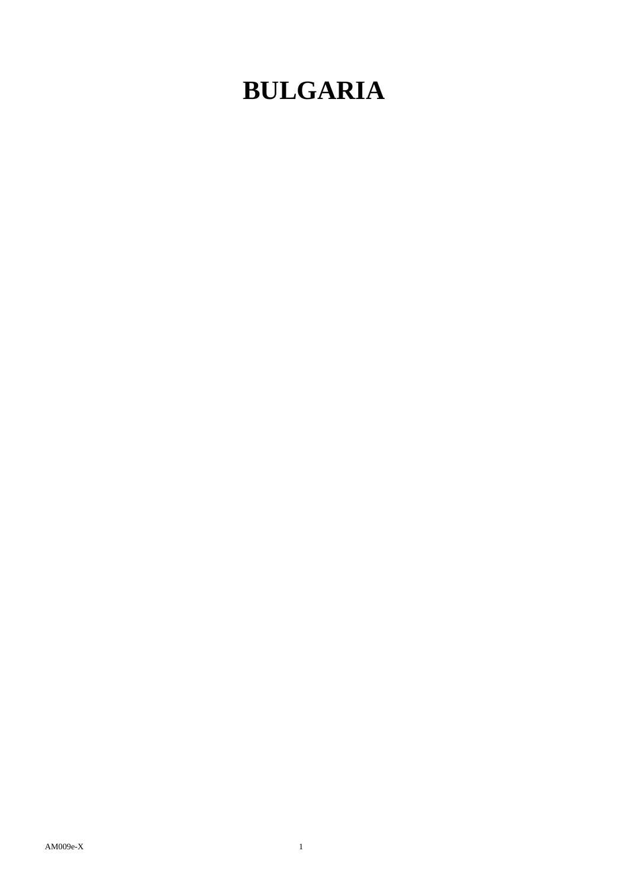# BULGARIA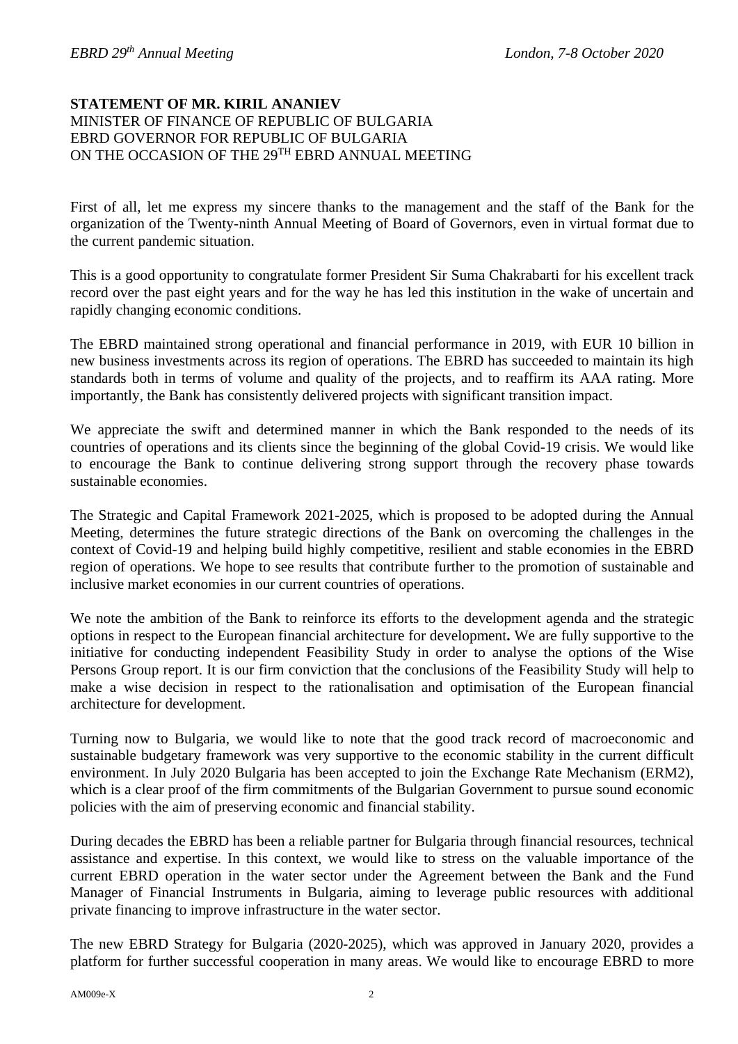**STATEMENT OF MR. KIRIL ANANIEV**
MINISTER OF FINANCE OF REPUBLIC OF BULGARIA
EBRD GOVERNOR FOR REPUBLIC OF BULGARIA
ON THE OCCASION OF THE 29TH EBRD ANNUAL MEETING

First of all, let me express my sincere thanks to the management and the staff of the Bank for the organization of the Twenty-ninth Annual Meeting of Board of Governors, even in virtual format due to the current pandemic situation.

This is a good opportunity to congratulate former President Sir Suma Chakrabarti for his excellent track record over the past eight years and for the way he has led this institution in the wake of uncertain and rapidly changing economic conditions.

The EBRD maintained strong operational and financial performance in 2019, with EUR 10 billion in new business investments across its region of operations. The EBRD has succeeded to maintain its high standards both in terms of volume and quality of the projects, and to reaffirm its AAA rating. More importantly, the Bank has consistently delivered projects with significant transition impact.

We appreciate the swift and determined manner in which the Bank responded to the needs of its countries of operations and its clients since the beginning of the global Covid-19 crisis. We would like to encourage the Bank to continue delivering strong support through the recovery phase towards sustainable economies.

The Strategic and Capital Framework 2021-2025, which is proposed to be adopted during the Annual Meeting, determines the future strategic directions of the Bank on overcoming the challenges in the context of Covid-19 and helping build highly competitive, resilient and stable economies in the EBRD region of operations. We hope to see results that contribute further to the promotion of sustainable and inclusive market economies in our current countries of operations.

We note the ambition of the Bank to reinforce its efforts to the development agenda and the strategic options in respect to the European financial architecture for development**.** We are fully supportive to the initiative for conducting independent Feasibility Study in order to analyse the options of the Wise Persons Group report. It is our firm conviction that the conclusions of the Feasibility Study will help to make a wise decision in respect to the rationalisation and optimisation of the European financial architecture for development.

Turning now to Bulgaria, we would like to note that the good track record of macroeconomic and sustainable budgetary framework was very supportive to the economic stability in the current difficult environment. In July 2020 Bulgaria has been accepted to join the Exchange Rate Mechanism (ERM2), which is a clear proof of the firm commitments of the Bulgarian Government to pursue sound economic policies with the aim of preserving economic and financial stability.

During decades the EBRD has been a reliable partner for Bulgaria through financial resources, technical assistance and expertise. In this context, we would like to stress on the valuable importance of the current EBRD operation in the water sector under the Agreement between the Bank and the Fund Manager of Financial Instruments in Bulgaria, aiming to leverage public resources with additional private financing to improve infrastructure in the water sector.

The new EBRD Strategy for Bulgaria (2020-2025), which was approved in January 2020, provides a platform for further successful cooperation in many areas. We would like to encourage EBRD to more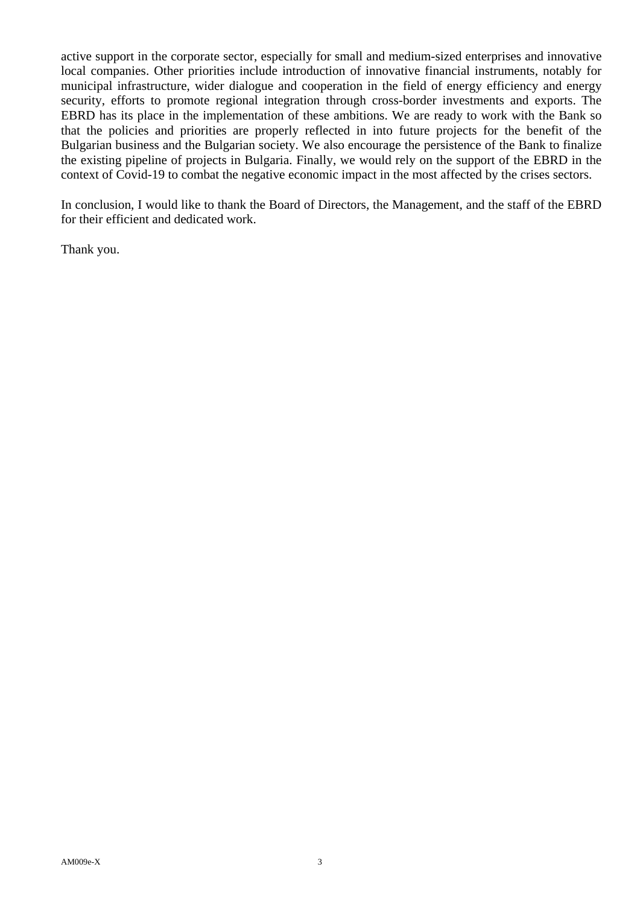active support in the corporate sector, especially for small and medium-sized enterprises and innovative local companies. Other priorities include introduction of innovative financial instruments, notably for municipal infrastructure, wider dialogue and cooperation in the field of energy efficiency and energy security, efforts to promote regional integration through cross-border investments and exports. The EBRD has its place in the implementation of these ambitions. We are ready to work with the Bank so that the policies and priorities are properly reflected in into future projects for the benefit of the Bulgarian business and the Bulgarian society. We also encourage the persistence of the Bank to finalize the existing pipeline of projects in Bulgaria. Finally, we would rely on the support of the EBRD in the context of Covid-19 to combat the negative economic impact in the most affected by the crises sectors.

In conclusion, I would like to thank the Board of Directors, the Management, and the staff of the EBRD for their efficient and dedicated work.

Thank you.